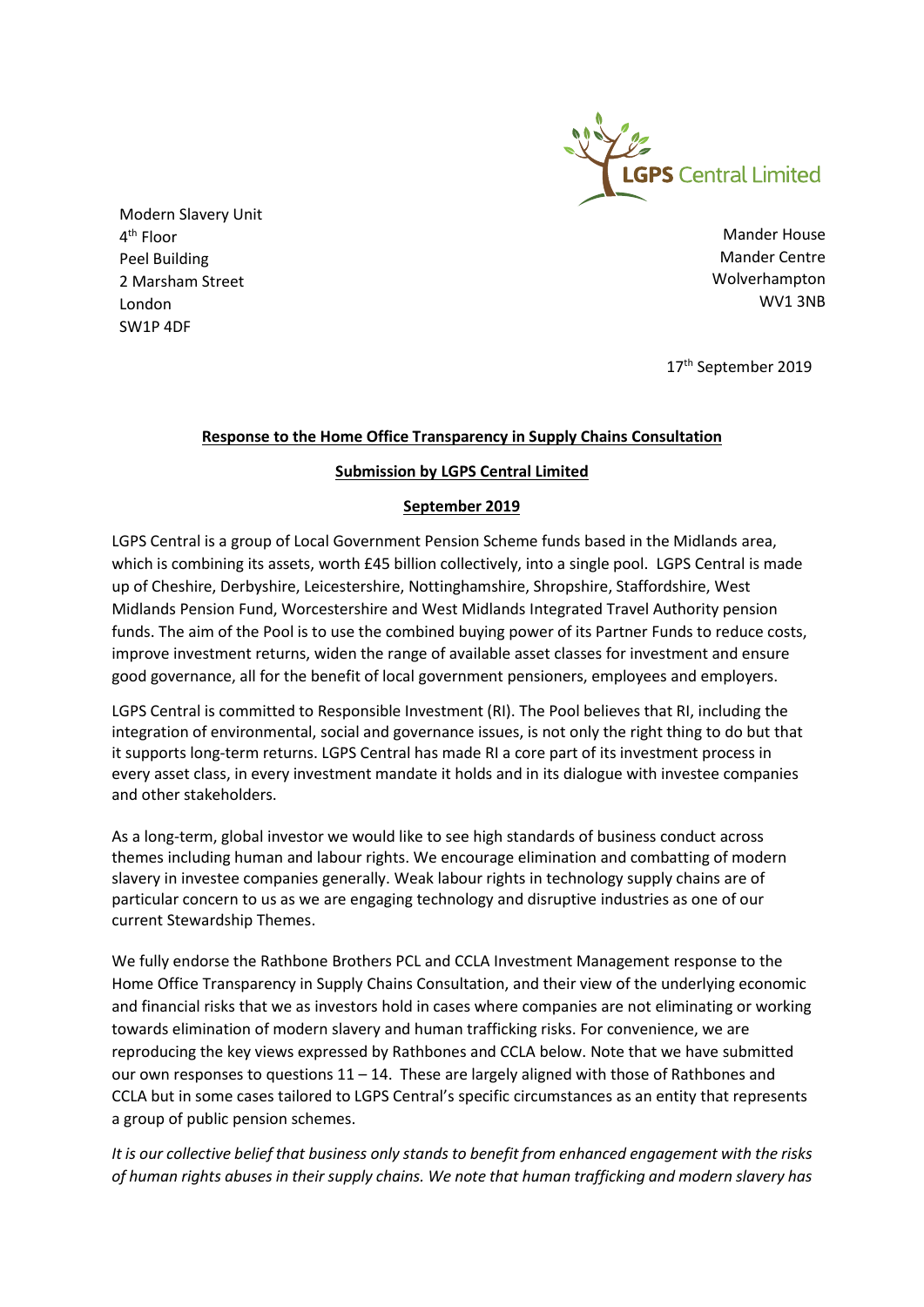LGPS Central Limited

Modern Slavery Unit
4th Floor
Peel Building
2 Marsham Street
London
SW1P 4DF

Mander House
Mander Centre
Wolverhampton
WV1 3NB

17th September 2019

**Response to the Home Office Transparency in Supply Chains Consultation**

**Submission by LGPS Central Limited**

**September 2019**

LGPS Central is a group of Local Government Pension Scheme funds based in the Midlands area, which is combining its assets, worth £45 billion collectively, into a single pool. LGPS Central is made up of Cheshire, Derbyshire, Leicestershire, Nottinghamshire, Shropshire, Staffordshire, West Midlands Pension Fund, Worcestershire and West Midlands Integrated Travel Authority pension funds. The aim of the Pool is to use the combined buying power of its Partner Funds to reduce costs, improve investment returns, widen the range of available asset classes for investment and ensure good governance, all for the benefit of local government pensioners, employees and employers.

LGPS Central is committed to Responsible Investment (RI). The Pool believes that RI, including the integration of environmental, social and governance issues, is not only the right thing to do but that it supports long-term returns. LGPS Central has made RI a core part of its investment process in every asset class, in every investment mandate it holds and in its dialogue with investee companies and other stakeholders.

As a long-term, global investor we would like to see high standards of business conduct across themes including human and labour rights. We encourage elimination and combatting of modern slavery in investee companies generally. Weak labour rights in technology supply chains are of particular concern to us as we are engaging technology and disruptive industries as one of our current Stewardship Themes.

We fully endorse the Rathbone Brothers PCL and CCLA Investment Management response to the Home Office Transparency in Supply Chains Consultation, and their view of the underlying economic and financial risks that we as investors hold in cases where companies are not eliminating or working towards elimination of modern slavery and human trafficking risks. For convenience, we are reproducing the key views expressed by Rathbones and CCLA below. Note that we have submitted our own responses to questions 11 – 14. These are largely aligned with those of Rathbones and CCLA but in some cases tailored to LGPS Central's specific circumstances as an entity that represents a group of public pension schemes.

*It is our collective belief that business only stands to benefit from enhanced engagement with the risks of human rights abuses in their supply chains. We note that human trafficking and modern slavery has*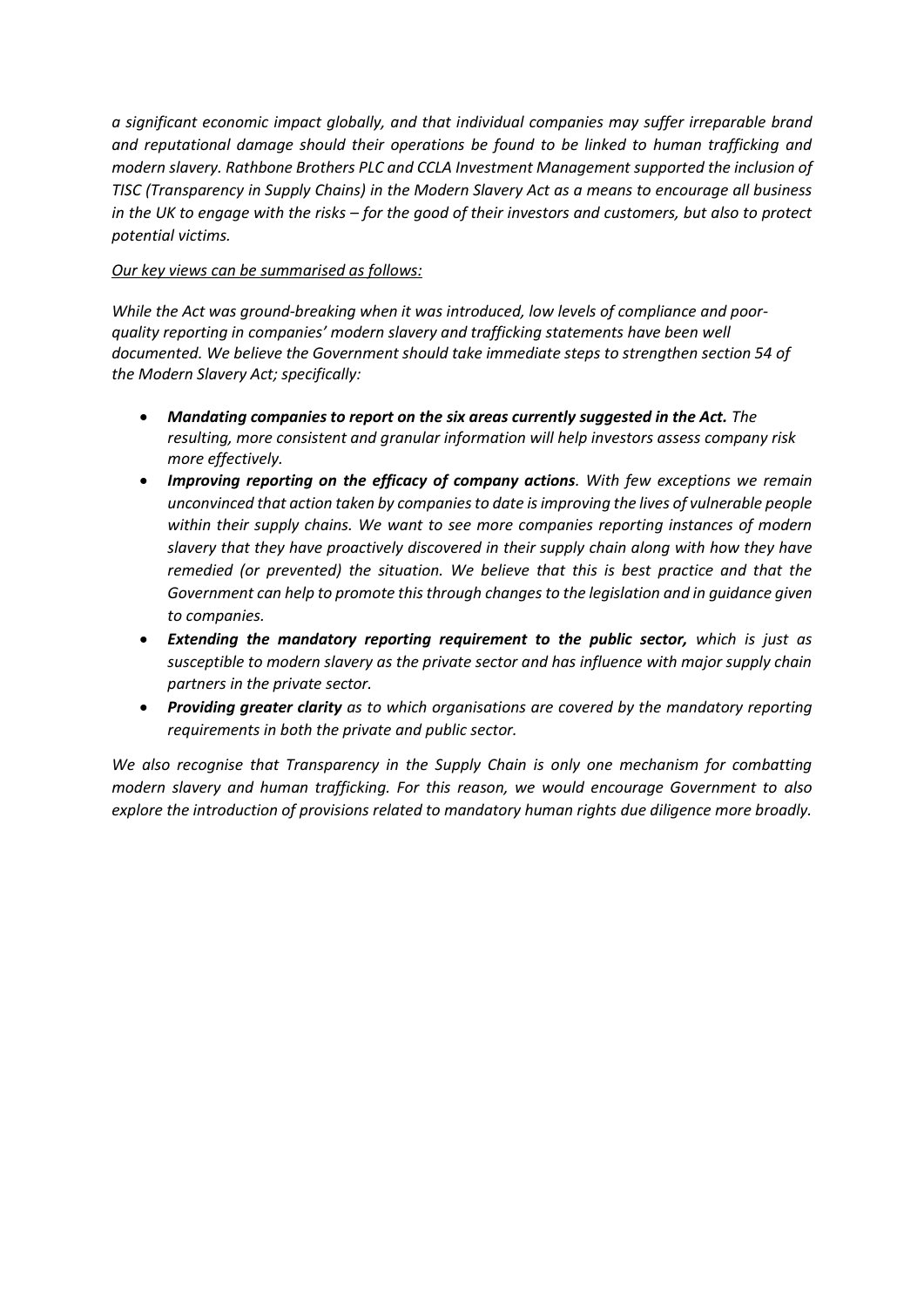*a significant economic impact globally, and that individual companies may suffer irreparable brand and reputational damage should their operations be found to be linked to human trafficking and modern slavery. Rathbone Brothers PLC and CCLA Investment Management supported the inclusion of TISC (Transparency in Supply Chains) in the Modern Slavery Act as a means to encourage all business in the UK to engage with the risks – for the good of their investors and customers, but also to protect potential victims.*

*Our key views can be summarised as follows:*

*While the Act was ground-breaking when it was introduced, low levels of compliance and poor-quality reporting in companies' modern slavery and trafficking statements have been well documented. We believe the Government should take immediate steps to strengthen section 54 of the Modern Slavery Act; specifically:*

- ***Mandating companies to report on the six areas currently suggested in the Act.*** *The resulting, more consistent and granular information will help investors assess company risk more effectively.*
- ***Improving reporting on the efficacy of company actions.*** *With few exceptions we remain unconvinced that action taken by companies to date is improving the lives of vulnerable people within their supply chains. We want to see more companies reporting instances of modern slavery that they have proactively discovered in their supply chain along with how they have remedied (or prevented) the situation. We believe that this is best practice and that the Government can help to promote this through changes to the legislation and in guidance given to companies.*
- ***Extending the mandatory reporting requirement to the public sector,*** *which is just as susceptible to modern slavery as the private sector and has influence with major supply chain partners in the private sector.*
- ***Providing greater clarity*** *as to which organisations are covered by the mandatory reporting requirements in both the private and public sector.*

*We also recognise that Transparency in the Supply Chain is only one mechanism for combatting modern slavery and human trafficking. For this reason, we would encourage Government to also explore the introduction of provisions related to mandatory human rights due diligence more broadly.*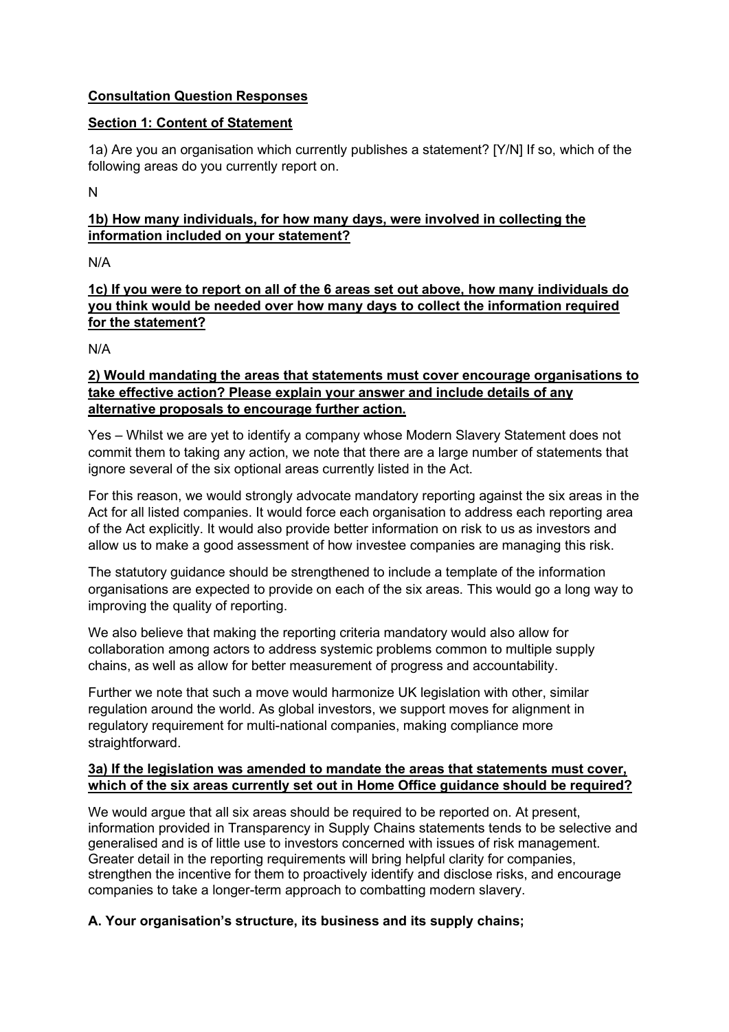**Consultation Question Responses**

**Section 1: Content of Statement**

1a) Are you an organisation which currently publishes a statement? [Y/N] If so, which of the following areas do you currently report on.

N

**1b) How many individuals, for how many days, were involved in collecting the information included on your statement?**

N/A

**1c) If you were to report on all of the 6 areas set out above, how many individuals do you think would be needed over how many days to collect the information required for the statement?**

N/A

**2) Would mandating the areas that statements must cover encourage organisations to take effective action? Please explain your answer and include details of any alternative proposals to encourage further action.**

Yes – Whilst we are yet to identify a company whose Modern Slavery Statement does not commit them to taking any action, we note that there are a large number of statements that ignore several of the six optional areas currently listed in the Act.

For this reason, we would strongly advocate mandatory reporting against the six areas in the Act for all listed companies. It would force each organisation to address each reporting area of the Act explicitly. It would also provide better information on risk to us as investors and allow us to make a good assessment of how investee companies are managing this risk.

The statutory guidance should be strengthened to include a template of the information organisations are expected to provide on each of the six areas. This would go a long way to improving the quality of reporting.

We also believe that making the reporting criteria mandatory would also allow for collaboration among actors to address systemic problems common to multiple supply chains, as well as allow for better measurement of progress and accountability.

Further we note that such a move would harmonize UK legislation with other, similar regulation around the world. As global investors, we support moves for alignment in regulatory requirement for multi-national companies, making compliance more straightforward.

**3a) If the legislation was amended to mandate the areas that statements must cover, which of the six areas currently set out in Home Office guidance should be required?**

We would argue that all six areas should be required to be reported on. At present, information provided in Transparency in Supply Chains statements tends to be selective and generalised and is of little use to investors concerned with issues of risk management. Greater detail in the reporting requirements will bring helpful clarity for companies, strengthen the incentive for them to proactively identify and disclose risks, and encourage companies to take a longer-term approach to combatting modern slavery.

**A. Your organisation's structure, its business and its supply chains;**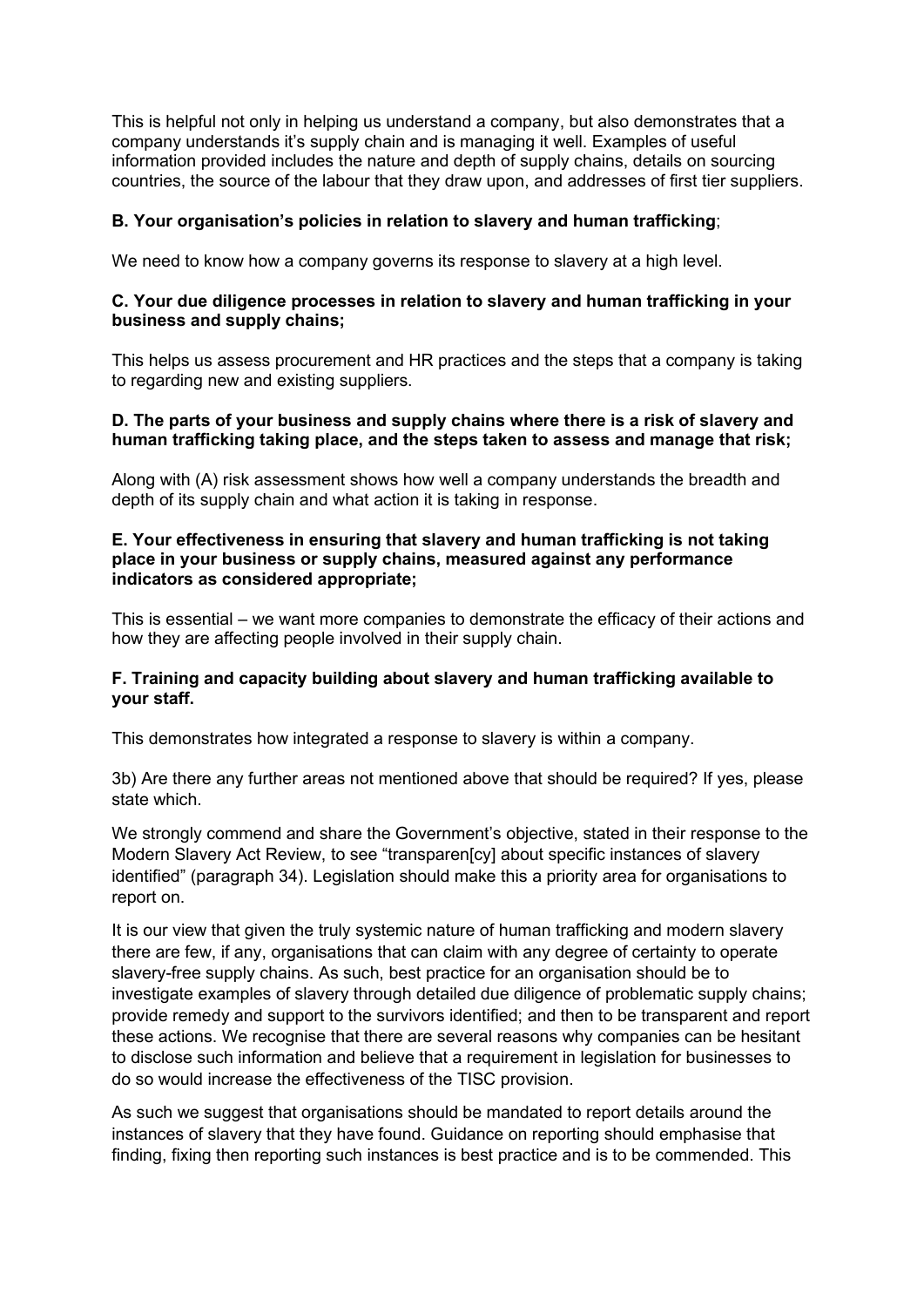This is helpful not only in helping us understand a company, but also demonstrates that a company understands it's supply chain and is managing it well. Examples of useful information provided includes the nature and depth of supply chains, details on sourcing countries, the source of the labour that they draw upon, and addresses of first tier suppliers.

**B. Your organisation's policies in relation to slavery and human trafficking**;

We need to know how a company governs its response to slavery at a high level.

**C. Your due diligence processes in relation to slavery and human trafficking in your business and supply chains;**

This helps us assess procurement and HR practices and the steps that a company is taking to regarding new and existing suppliers.

**D. The parts of your business and supply chains where there is a risk of slavery and human trafficking taking place, and the steps taken to assess and manage that risk;**

Along with (A) risk assessment shows how well a company understands the breadth and depth of its supply chain and what action it is taking in response.

**E. Your effectiveness in ensuring that slavery and human trafficking is not taking place in your business or supply chains, measured against any performance indicators as considered appropriate;**

This is essential – we want more companies to demonstrate the efficacy of their actions and how they are affecting people involved in their supply chain.

**F. Training and capacity building about slavery and human trafficking available to your staff.**

This demonstrates how integrated a response to slavery is within a company.

3b) Are there any further areas not mentioned above that should be required? If yes, please state which.

We strongly commend and share the Government's objective, stated in their response to the Modern Slavery Act Review, to see "transparen[cy] about specific instances of slavery identified" (paragraph 34). Legislation should make this a priority area for organisations to report on.

It is our view that given the truly systemic nature of human trafficking and modern slavery there are few, if any, organisations that can claim with any degree of certainty to operate slavery-free supply chains. As such, best practice for an organisation should be to investigate examples of slavery through detailed due diligence of problematic supply chains; provide remedy and support to the survivors identified; and then to be transparent and report these actions. We recognise that there are several reasons why companies can be hesitant to disclose such information and believe that a requirement in legislation for businesses to do so would increase the effectiveness of the TISC provision.

As such we suggest that organisations should be mandated to report details around the instances of slavery that they have found. Guidance on reporting should emphasise that finding, fixing then reporting such instances is best practice and is to be commended. This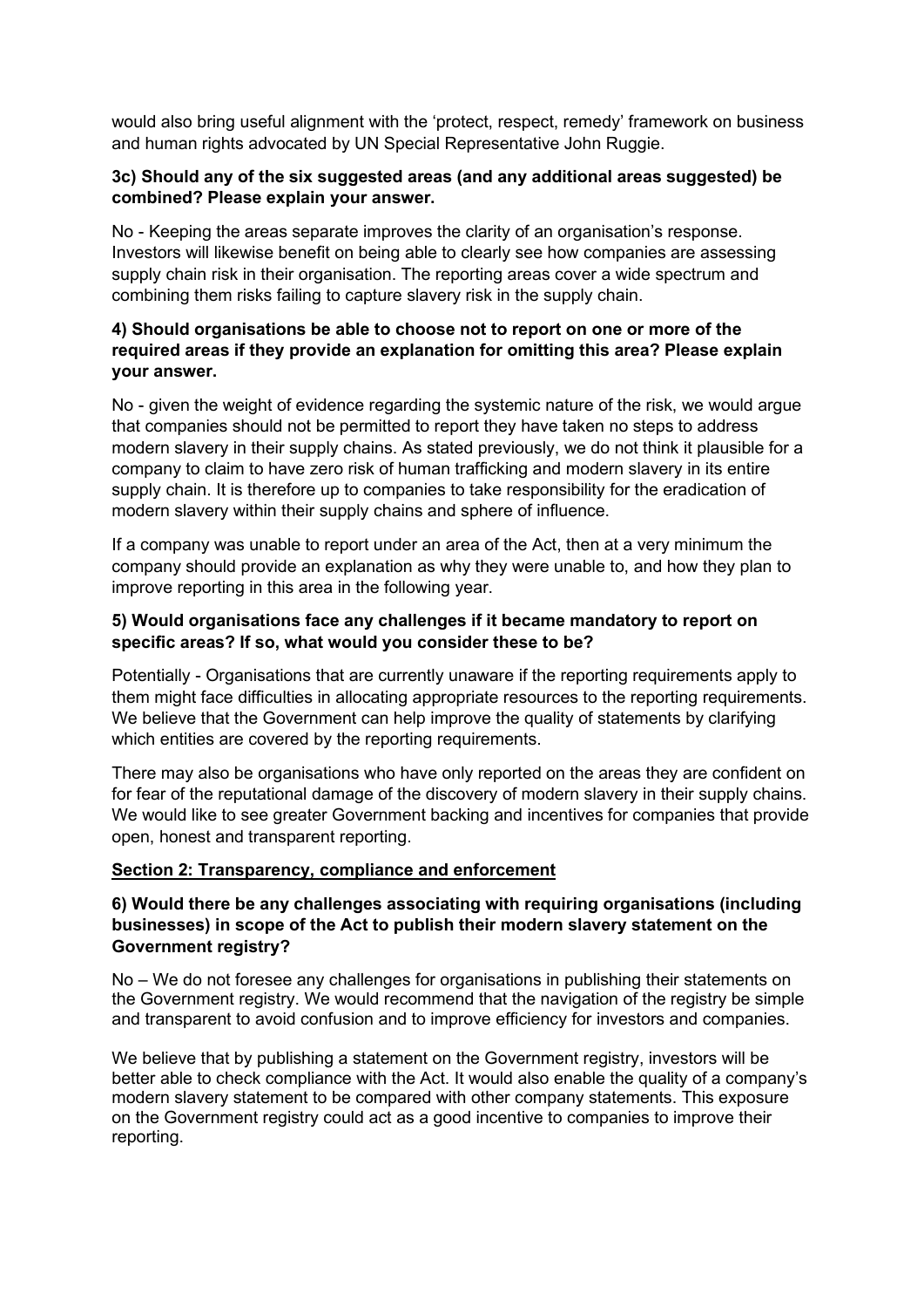would also bring useful alignment with the 'protect, respect, remedy' framework on business and human rights advocated by UN Special Representative John Ruggie.

**3c) Should any of the six suggested areas (and any additional areas suggested) be combined? Please explain your answer.**

No - Keeping the areas separate improves the clarity of an organisation's response. Investors will likewise benefit on being able to clearly see how companies are assessing supply chain risk in their organisation. The reporting areas cover a wide spectrum and combining them risks failing to capture slavery risk in the supply chain.

**4) Should organisations be able to choose not to report on one or more of the required areas if they provide an explanation for omitting this area? Please explain your answer.**

No - given the weight of evidence regarding the systemic nature of the risk, we would argue that companies should not be permitted to report they have taken no steps to address modern slavery in their supply chains. As stated previously, we do not think it plausible for a company to claim to have zero risk of human trafficking and modern slavery in its entire supply chain. It is therefore up to companies to take responsibility for the eradication of modern slavery within their supply chains and sphere of influence.

If a company was unable to report under an area of the Act, then at a very minimum the company should provide an explanation as why they were unable to, and how they plan to improve reporting in this area in the following year.

**5) Would organisations face any challenges if it became mandatory to report on specific areas? If so, what would you consider these to be?**

Potentially - Organisations that are currently unaware if the reporting requirements apply to them might face difficulties in allocating appropriate resources to the reporting requirements. We believe that the Government can help improve the quality of statements by clarifying which entities are covered by the reporting requirements.

There may also be organisations who have only reported on the areas they are confident on for fear of the reputational damage of the discovery of modern slavery in their supply chains. We would like to see greater Government backing and incentives for companies that provide open, honest and transparent reporting.

## Section 2: Transparency, compliance and enforcement

**6) Would there be any challenges associating with requiring organisations (including businesses) in scope of the Act to publish their modern slavery statement on the Government registry?**

No – We do not foresee any challenges for organisations in publishing their statements on the Government registry. We would recommend that the navigation of the registry be simple and transparent to avoid confusion and to improve efficiency for investors and companies.

We believe that by publishing a statement on the Government registry, investors will be better able to check compliance with the Act. It would also enable the quality of a company's modern slavery statement to be compared with other company statements. This exposure on the Government registry could act as a good incentive to companies to improve their reporting.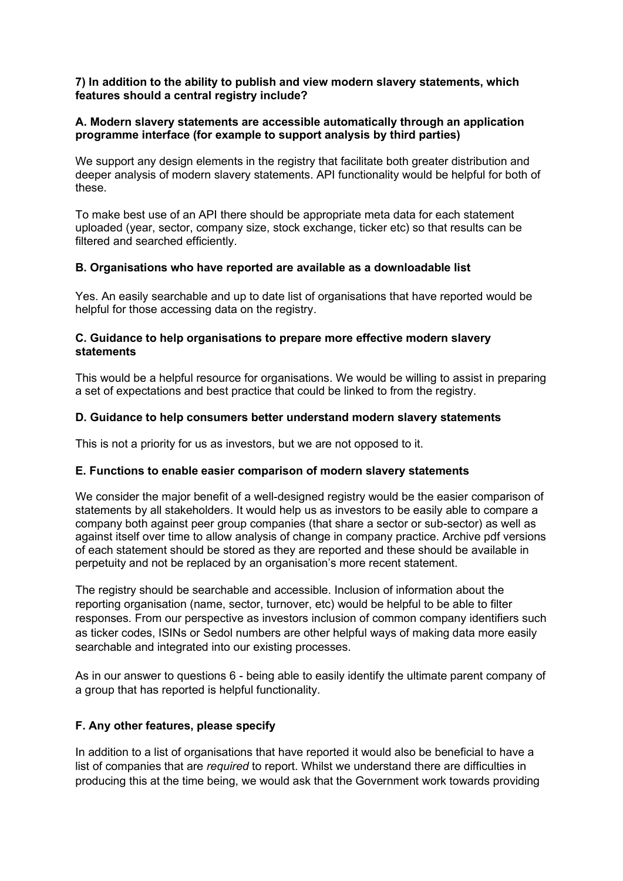**7) In addition to the ability to publish and view modern slavery statements, which features should a central registry include?**

**A. Modern slavery statements are accessible automatically through an application programme interface (for example to support analysis by third parties)**

We support any design elements in the registry that facilitate both greater distribution and deeper analysis of modern slavery statements. API functionality would be helpful for both of these.

To make best use of an API there should be appropriate meta data for each statement uploaded (year, sector, company size, stock exchange, ticker etc) so that results can be filtered and searched efficiently.

**B. Organisations who have reported are available as a downloadable list**

Yes. An easily searchable and up to date list of organisations that have reported would be helpful for those accessing data on the registry.

**C. Guidance to help organisations to prepare more effective modern slavery statements**

This would be a helpful resource for organisations. We would be willing to assist in preparing a set of expectations and best practice that could be linked to from the registry.

**D. Guidance to help consumers better understand modern slavery statements**

This is not a priority for us as investors, but we are not opposed to it.

**E. Functions to enable easier comparison of modern slavery statements**

We consider the major benefit of a well-designed registry would be the easier comparison of statements by all stakeholders. It would help us as investors to be easily able to compare a company both against peer group companies (that share a sector or sub-sector) as well as against itself over time to allow analysis of change in company practice. Archive pdf versions of each statement should be stored as they are reported and these should be available in perpetuity and not be replaced by an organisation's more recent statement.

The registry should be searchable and accessible. Inclusion of information about the reporting organisation (name, sector, turnover, etc) would be helpful to be able to filter responses. From our perspective as investors inclusion of common company identifiers such as ticker codes, ISINs or Sedol numbers are other helpful ways of making data more easily searchable and integrated into our existing processes.

As in our answer to questions 6 - being able to easily identify the ultimate parent company of a group that has reported is helpful functionality.

**F. Any other features, please specify**

In addition to a list of organisations that have reported it would also be beneficial to have a list of companies that are *required* to report. Whilst we understand there are difficulties in producing this at the time being, we would ask that the Government work towards providing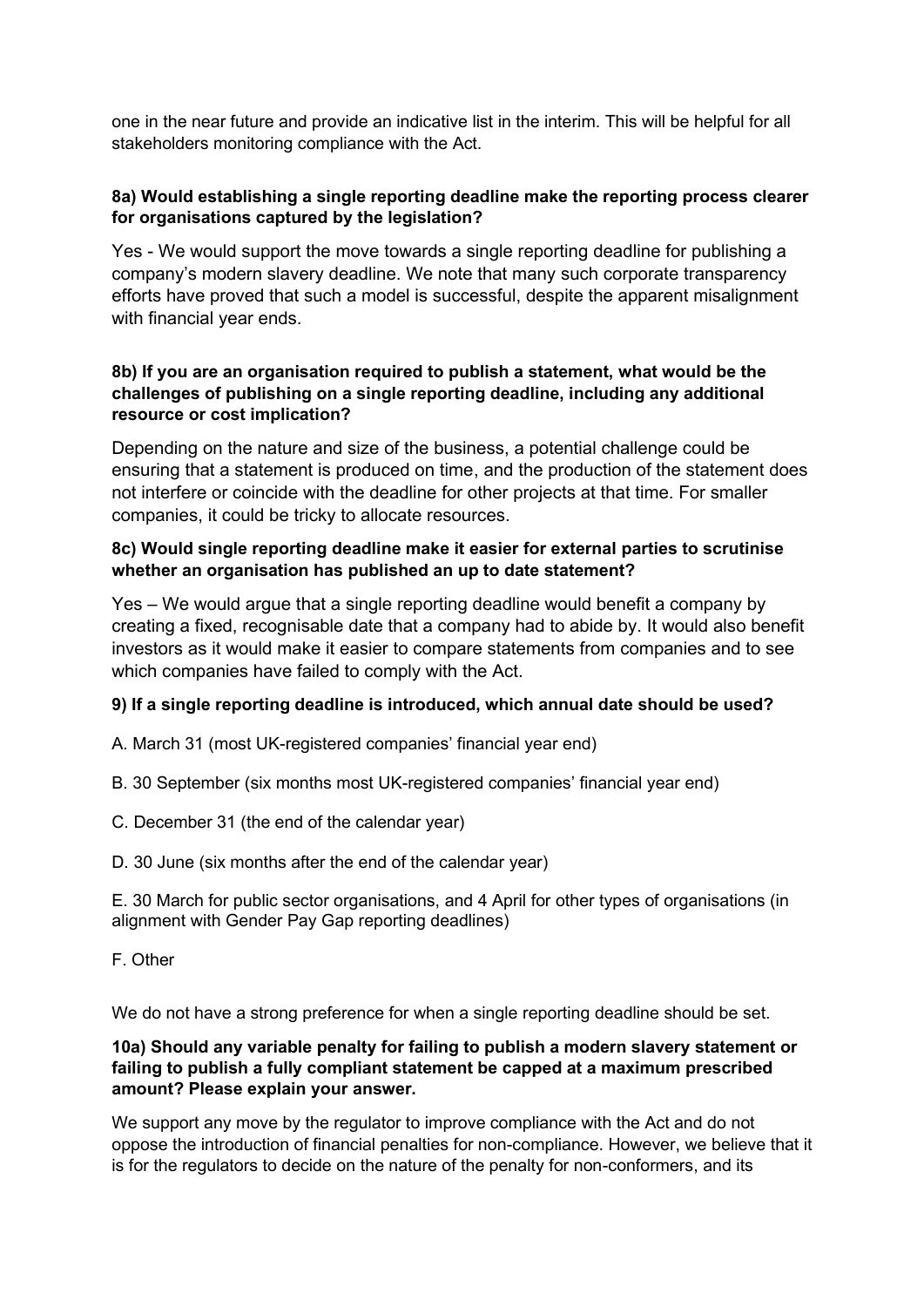one in the near future and provide an indicative list in the interim. This will be helpful for all stakeholders monitoring compliance with the Act.

**8a) Would establishing a single reporting deadline make the reporting process clearer for organisations captured by the legislation?**

Yes - We would support the move towards a single reporting deadline for publishing a company's modern slavery deadline. We note that many such corporate transparency efforts have proved that such a model is successful, despite the apparent misalignment with financial year ends.

**8b) If you are an organisation required to publish a statement, what would be the challenges of publishing on a single reporting deadline, including any additional resource or cost implication?**

Depending on the nature and size of the business, a potential challenge could be ensuring that a statement is produced on time, and the production of the statement does not interfere or coincide with the deadline for other projects at that time. For smaller companies, it could be tricky to allocate resources.

**8c) Would single reporting deadline make it easier for external parties to scrutinise whether an organisation has published an up to date statement?**

Yes – We would argue that a single reporting deadline would benefit a company by creating a fixed, recognisable date that a company had to abide by. It would also benefit investors as it would make it easier to compare statements from companies and to see which companies have failed to comply with the Act.

**9) If a single reporting deadline is introduced, which annual date should be used?**

A. March 31 (most UK-registered companies' financial year end)

B. 30 September (six months most UK-registered companies' financial year end)

C. December 31 (the end of the calendar year)

D. 30 June (six months after the end of the calendar year)

E. 30 March for public sector organisations, and 4 April for other types of organisations (in alignment with Gender Pay Gap reporting deadlines)

F. Other

We do not have a strong preference for when a single reporting deadline should be set.

**10a) Should any variable penalty for failing to publish a modern slavery statement or failing to publish a fully compliant statement be capped at a maximum prescribed amount? Please explain your answer.**

We support any move by the regulator to improve compliance with the Act and do not oppose the introduction of financial penalties for non-compliance. However, we believe that it is for the regulators to decide on the nature of the penalty for non-conformers, and its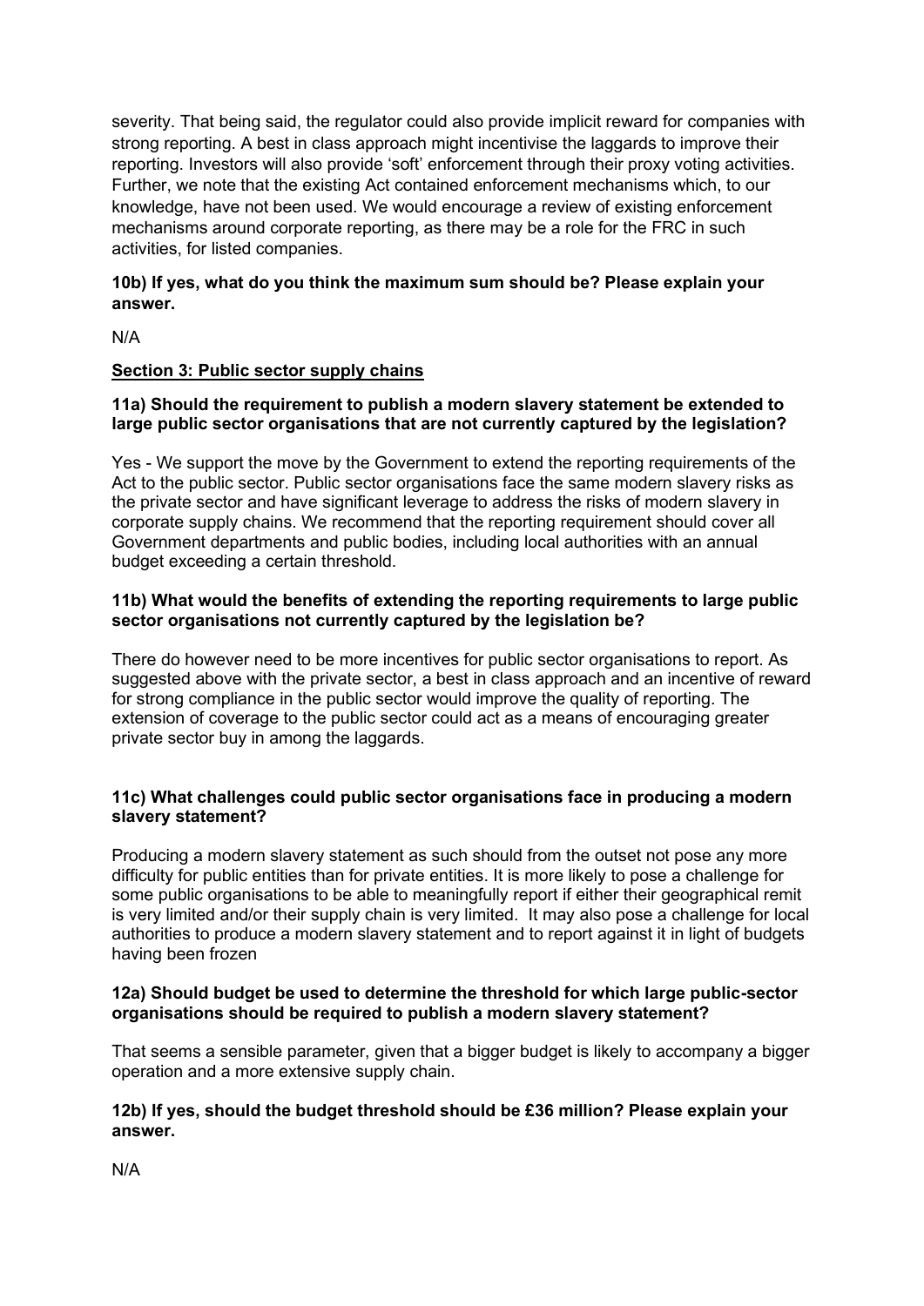severity. That being said, the regulator could also provide implicit reward for companies with strong reporting. A best in class approach might incentivise the laggards to improve their reporting. Investors will also provide 'soft' enforcement through their proxy voting activities. Further, we note that the existing Act contained enforcement mechanisms which, to our knowledge, have not been used. We would encourage a review of existing enforcement mechanisms around corporate reporting, as there may be a role for the FRC in such activities, for listed companies.

**10b) If yes, what do you think the maximum sum should be? Please explain your answer.**

N/A

**Section 3: Public sector supply chains**

**11a) Should the requirement to publish a modern slavery statement be extended to large public sector organisations that are not currently captured by the legislation?**

Yes - We support the move by the Government to extend the reporting requirements of the Act to the public sector. Public sector organisations face the same modern slavery risks as the private sector and have significant leverage to address the risks of modern slavery in corporate supply chains. We recommend that the reporting requirement should cover all Government departments and public bodies, including local authorities with an annual budget exceeding a certain threshold.

**11b) What would the benefits of extending the reporting requirements to large public sector organisations not currently captured by the legislation be?**

There do however need to be more incentives for public sector organisations to report. As suggested above with the private sector, a best in class approach and an incentive of reward for strong compliance in the public sector would improve the quality of reporting. The extension of coverage to the public sector could act as a means of encouraging greater private sector buy in among the laggards.

**11c) What challenges could public sector organisations face in producing a modern slavery statement?**

Producing a modern slavery statement as such should from the outset not pose any more difficulty for public entities than for private entities. It is more likely to pose a challenge for some public organisations to be able to meaningfully report if either their geographical remit is very limited and/or their supply chain is very limited. It may also pose a challenge for local authorities to produce a modern slavery statement and to report against it in light of budgets having been frozen

**12a) Should budget be used to determine the threshold for which large public-sector organisations should be required to publish a modern slavery statement?**

That seems a sensible parameter, given that a bigger budget is likely to accompany a bigger operation and a more extensive supply chain.

**12b) If yes, should the budget threshold should be £36 million? Please explain your answer.**

N/A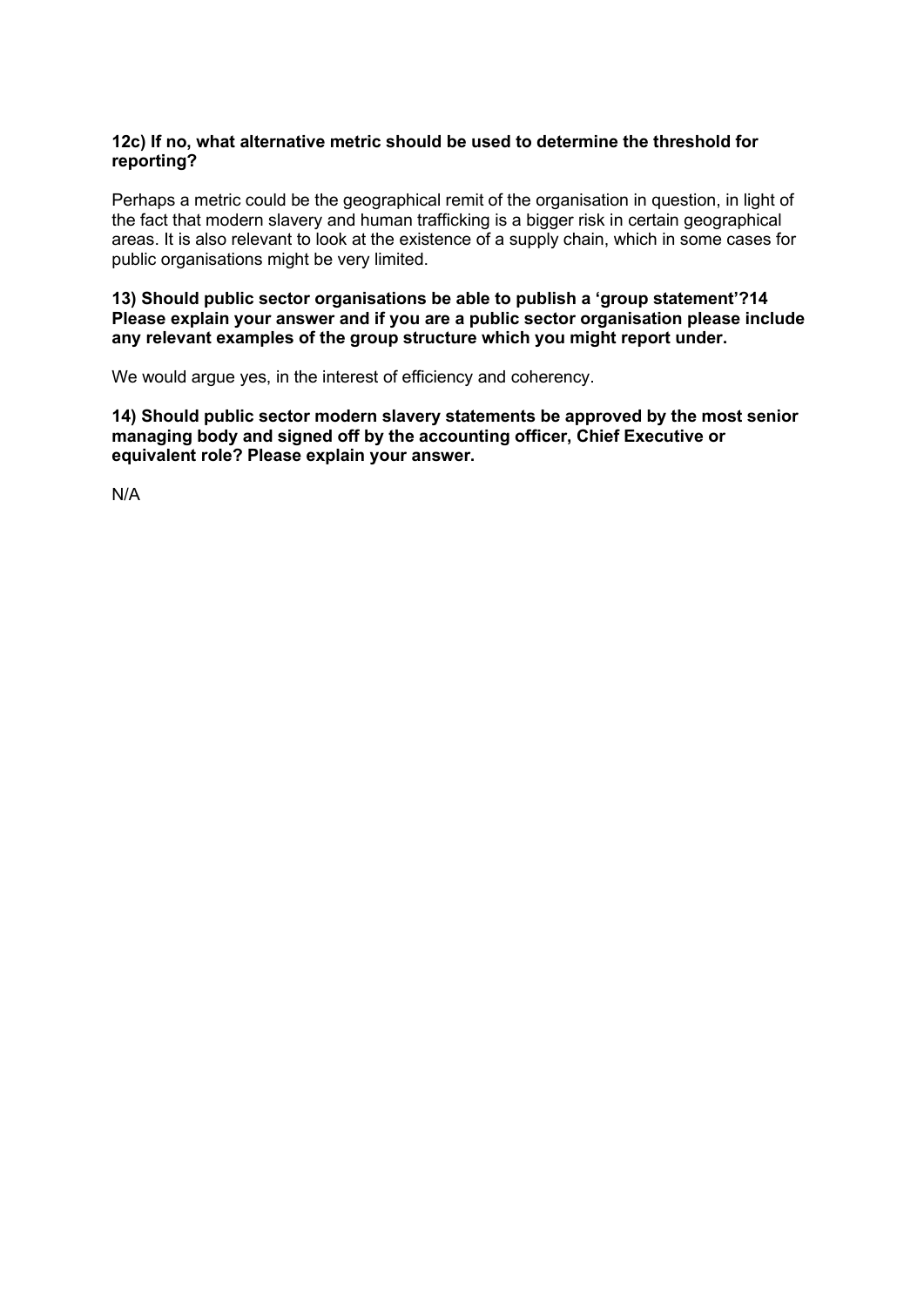**12c) If no, what alternative metric should be used to determine the threshold for reporting?**

Perhaps a metric could be the geographical remit of the organisation in question, in light of the fact that modern slavery and human trafficking is a bigger risk in certain geographical areas. It is also relevant to look at the existence of a supply chain, which in some cases for public organisations might be very limited.

**13) Should public sector organisations be able to publish a 'group statement'?14 Please explain your answer and if you are a public sector organisation please include any relevant examples of the group structure which you might report under.**

We would argue yes, in the interest of efficiency and coherency.

**14) Should public sector modern slavery statements be approved by the most senior managing body and signed off by the accounting officer, Chief Executive or equivalent role? Please explain your answer.**

N/A